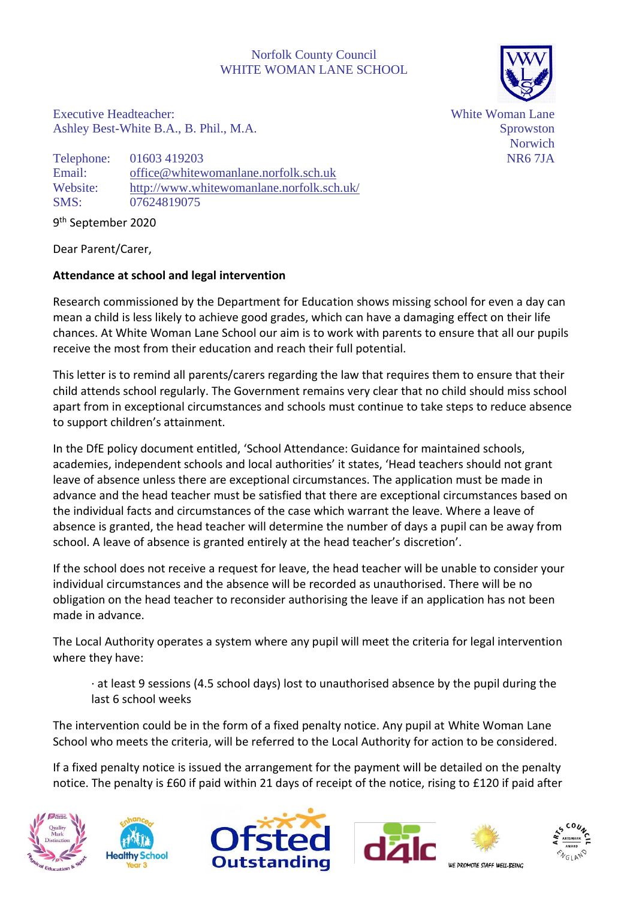Norfolk County Council
WHITE WOMAN LANE SCHOOL

Executive Headteacher:
Ashley Best-White B.A., B. Phil., M.A.

White Woman Lane
Sprowston
Norwich
NR6 7JA

Telephone: 01603 419203
Email: office@whitewomanlane.norfolk.sch.uk
Website: http://www.whitewomanlane.norfolk.sch.uk/
SMS: 07624819075

9th September 2020

Dear Parent/Carer,

**Attendance at school and legal intervention**

Research commissioned by the Department for Education shows missing school for even a day can mean a child is less likely to achieve good grades, which can have a damaging effect on their life chances. At White Woman Lane School our aim is to work with parents to ensure that all our pupils receive the most from their education and reach their full potential.

This letter is to remind all parents/carers regarding the law that requires them to ensure that their child attends school regularly. The Government remains very clear that no child should miss school apart from in exceptional circumstances and schools must continue to take steps to reduce absence to support children's attainment.

In the DfE policy document entitled, 'School Attendance: Guidance for maintained schools, academies, independent schools and local authorities' it states, 'Head teachers should not grant leave of absence unless there are exceptional circumstances. The application must be made in advance and the head teacher must be satisfied that there are exceptional circumstances based on the individual facts and circumstances of the case which warrant the leave. Where a leave of absence is granted, the head teacher will determine the number of days a pupil can be away from school. A leave of absence is granted entirely at the head teacher's discretion'.

If the school does not receive a request for leave, the head teacher will be unable to consider your individual circumstances and the absence will be recorded as unauthorised. There will be no obligation on the head teacher to reconsider authorising the leave if an application has not been made in advance.

The Local Authority operates a system where any pupil will meet the criteria for legal intervention where they have:

- at least 9 sessions (4.5 school days) lost to unauthorised absence by the pupil during the last 6 school weeks

The intervention could be in the form of a fixed penalty notice. Any pupil at White Woman Lane School who meets the criteria, will be referred to the Local Authority for action to be considered.

If a fixed penalty notice is issued the arrangement for the payment will be detailed on the penalty notice. The penalty is £60 if paid within 21 days of receipt of the notice, rising to £120 if paid after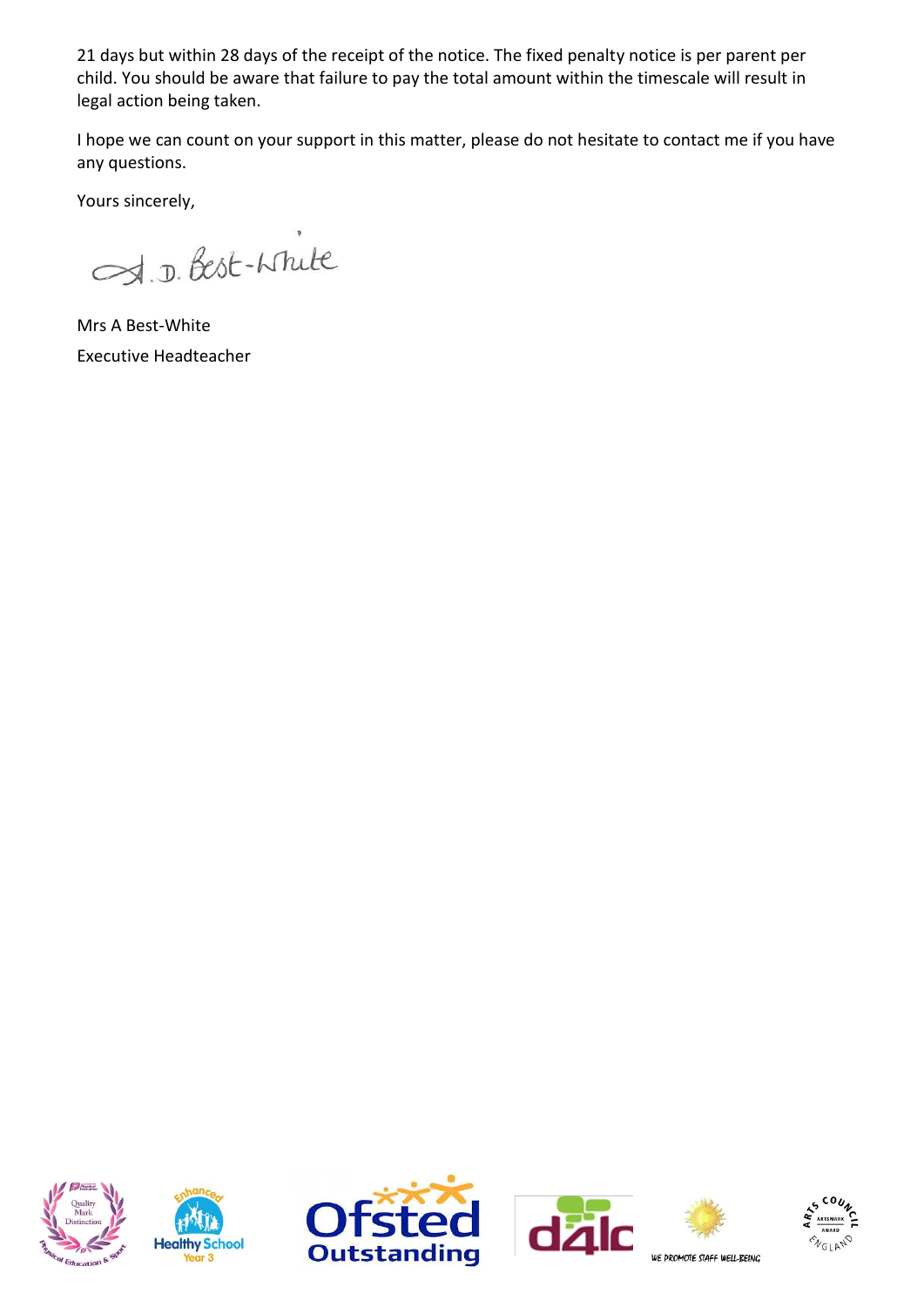21 days but within 28 days of the receipt of the notice. The fixed penalty notice is per parent per child. You should be aware that failure to pay the total amount within the timescale will result in legal action being taken.

I hope we can count on your support in this matter, please do not hesitate to contact me if you have any questions.

Yours sincerely,

Mrs A Best-White

Executive Headteacher